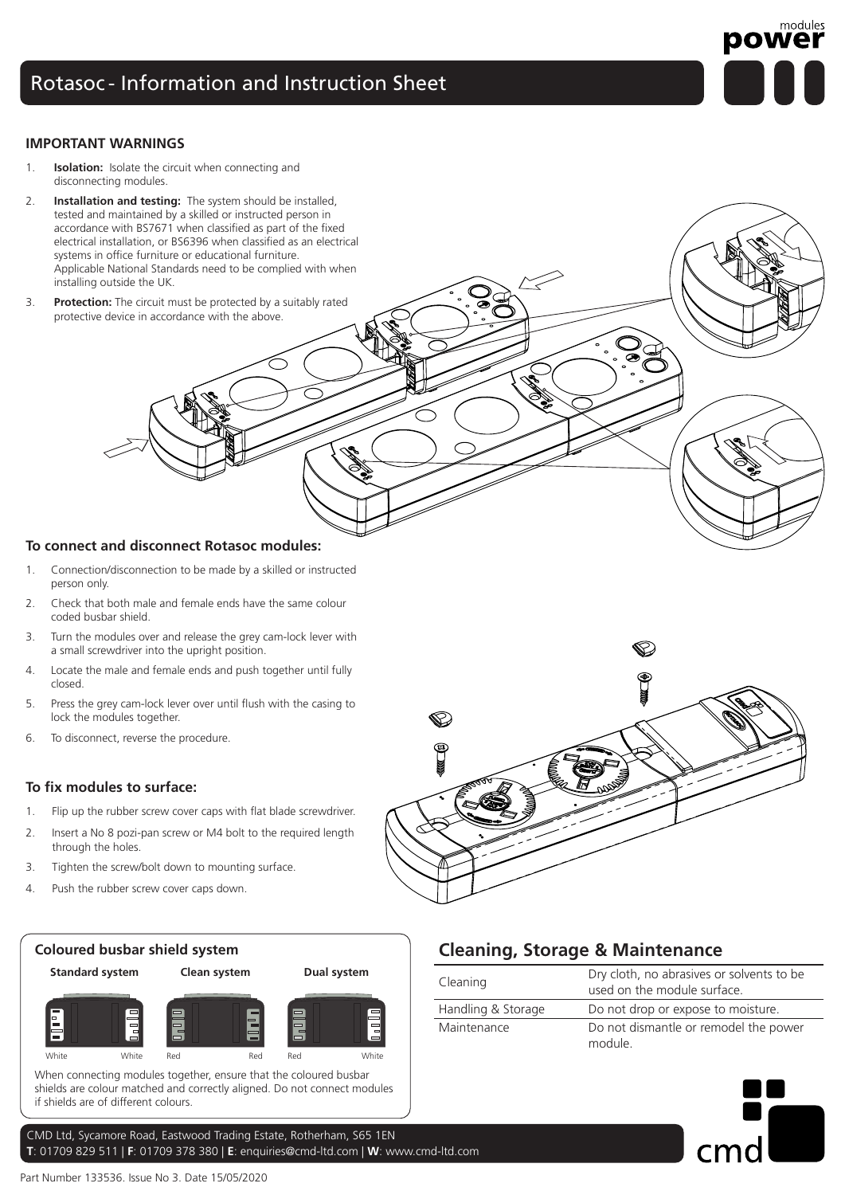# Rotasoc - Information and Instruction Sheet

### IMPORTANT WARNINGS

1. **Isolation:** Isolate the circuit when connecting and disconnecting modules.
2. **Installation and testing:** The system should be installed, tested and maintained by a skilled or instructed person in accordance with BS7671 when classified as part of the fixed electrical installation, or BS6396 when classified as an electrical systems in office furniture or educational furniture. Applicable National Standards need to be complied with when installing outside the UK.
3. **Protection:** The circuit must be protected by a suitably rated protective device in accordance with the above.

### To connect and disconnect Rotasoc modules:

1. Connection/disconnection to be made by a skilled or instructed person only.
2. Check that both male and female ends have the same colour coded busbar shield.
3. Turn the modules over and release the grey cam-lock lever with a small screwdriver into the upright position.
4. Locate the male and female ends and push together until fully closed.
5. Press the grey cam-lock lever over until flush with the casing to lock the modules together.
6. To disconnect, reverse the procedure.

### To fix modules to surface:

1. Flip up the rubber screw cover caps with flat blade screwdriver.
2. Insert a No 8 pozi-pan screw or M4 bolt to the required length through the holes.
3. Tighten the screw/bolt down to mounting surface.
4. Push the rubber screw cover caps down.

### Coloured busbar shield system

| Standard system | | Clean system | | Dual system | |
|---|---|---|---|---|---|
| White | White | Red | Red | Red | White |

When connecting modules together, ensure that the coloured busbar shields are colour matched and correctly aligned. Do not connect modules if shields are of different colours.

## Cleaning, Storage & Maintenance

| | |
|---|---|
| Cleaning | Dry cloth, no abrasives or solvents to be used on the module surface. |
| Handling & Storage | Do not drop or expose to moisture. |
| Maintenance | Do not dismantle or remodel the power module. |

CMD Ltd, Sycamore Road, Eastwood Trading Estate, Rotherham, S65 1EN
**T**: 01709 829 511 | **F**: 01709 378 380 | **E**: enquiries@cmd-ltd.com | **W**: www.cmd-ltd.com

Part Number 133536. Issue No 3. Date 15/05/2020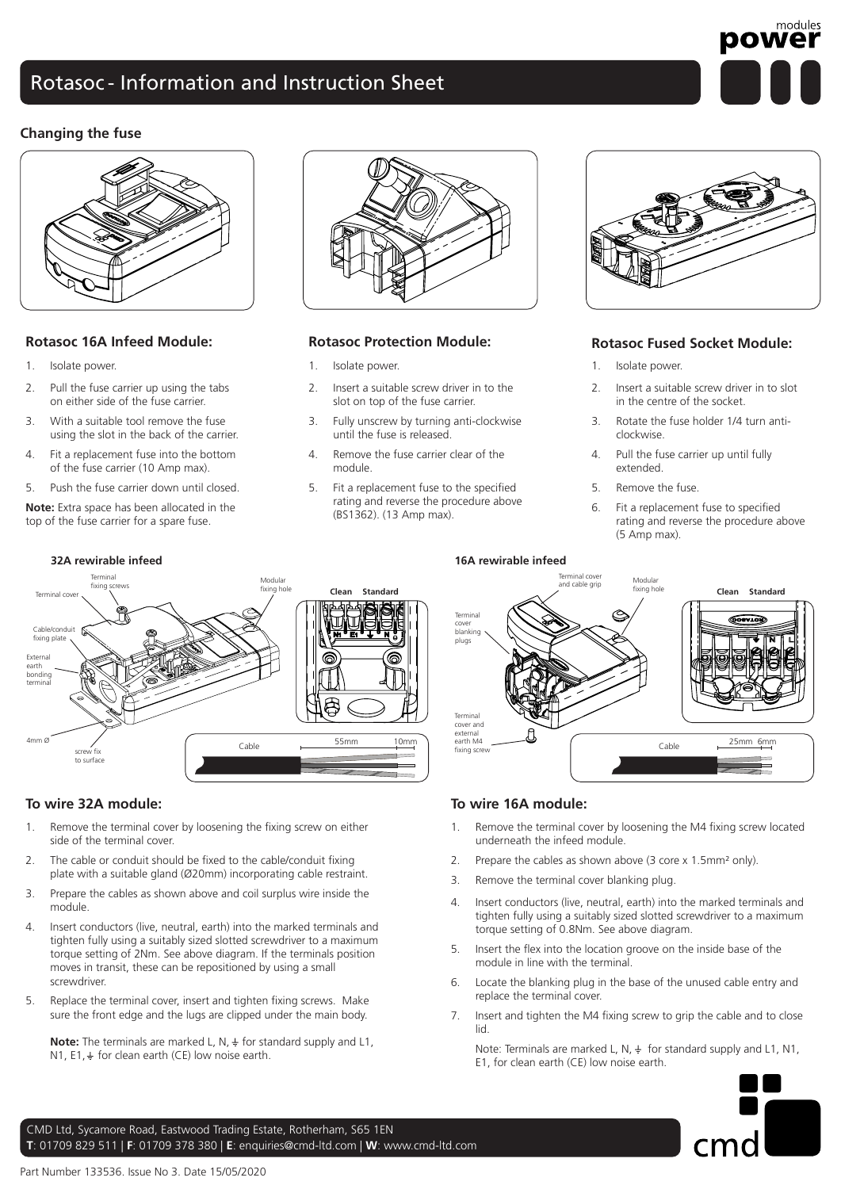# Rotasoc - Information and Instruction Sheet

## Changing the fuse

### Rotasoc 16A Infeed Module:

1. Isolate power.
2. Pull the fuse carrier up using the tabs on either side of the fuse carrier.
3. With a suitable tool remove the fuse using the slot in the back of the carrier.
4. Fit a replacement fuse into the bottom of the fuse carrier (10 Amp max).
5. Push the fuse carrier down until closed.

**Note:** Extra space has been allocated in the top of the fuse carrier for a spare fuse.

### Rotasoc Protection Module:

1. Isolate power.
2. Insert a suitable screw driver in to the slot on top of the fuse carrier.
3. Fully unscrew by turning anti-clockwise until the fuse is released.
4. Remove the fuse carrier clear of the module.
5. Fit a replacement fuse to the specified rating and reverse the procedure above (BS1362). (13 Amp max).

### Rotasoc Fused Socket Module:

1. Isolate power.
2. Insert a suitable screw driver in to slot in the centre of the socket.
3. Rotate the fuse holder 1/4 turn anti-clockwise.
4. Pull the fuse carrier up until fully extended.
5. Remove the fuse.
6. Fit a replacement fuse to specified rating and reverse the procedure above (5 Amp max).

**32A rewirable infeed**

Terminal cover
Terminal fixing screws
Modular fixing hole
Cable/conduit fixing plate
External earth bonding terminal
4mm Ø screw fix to surface
Clean Standard
N1 E1 N
Cable 55mm 10mm

**16A rewirable infeed**

Terminal cover and cable grip
Modular fixing hole
Terminal cover blanking plugs
Terminal cover and external earth M4 fixing screw
Clean Standard
N L
Cable 25mm 6mm

### To wire 32A module:

1. Remove the terminal cover by loosening the fixing screw on either side of the terminal cover.
2. The cable or conduit should be fixed to the cable/conduit fixing plate with a suitable gland (Ø20mm) incorporating cable restraint.
3. Prepare the cables as shown above and coil surplus wire inside the module.
4. Insert conductors (live, neutral, earth) into the marked terminals and tighten fully using a suitably sized slotted screwdriver to a maximum torque setting of 2Nm. See above diagram. If the terminals position moves in transit, these can be repositioned by using a small screwdriver.
5. Replace the terminal cover, insert and tighten fixing screws. Make sure the front edge and the lugs are clipped under the main body.

   **Note:** The terminals are marked L, N, ⏚ for standard supply and L1, N1, E1, ⏚ for clean earth (CE) low noise earth.

### To wire 16A module:

1. Remove the terminal cover by loosening the M4 fixing screw located underneath the infeed module.
2. Prepare the cables as shown above (3 core x 1.5mm² only).
3. Remove the terminal cover blanking plug.
4. Insert conductors (live, neutral, earth) into the marked terminals and tighten fully using a suitably sized slotted screwdriver to a maximum torque setting of 0.8Nm. See above diagram.
5. Insert the flex into the location groove on the inside base of the module in line with the terminal.
6. Locate the blanking plug in the base of the unused cable entry and replace the terminal cover.
7. Insert and tighten the M4 fixing screw to grip the cable and to close lid.

   Note: Terminals are marked L, N, ⏚ for standard supply and L1, N1, E1, for clean earth (CE) low noise earth.

CMD Ltd, Sycamore Road, Eastwood Trading Estate, Rotherham, S65 1EN
**T**: 01709 829 511 | **F**: 01709 378 380 | **E**: enquiries@cmd-ltd.com | **W**: www.cmd-ltd.com

Part Number 133536. Issue No 3. Date 15/05/2020